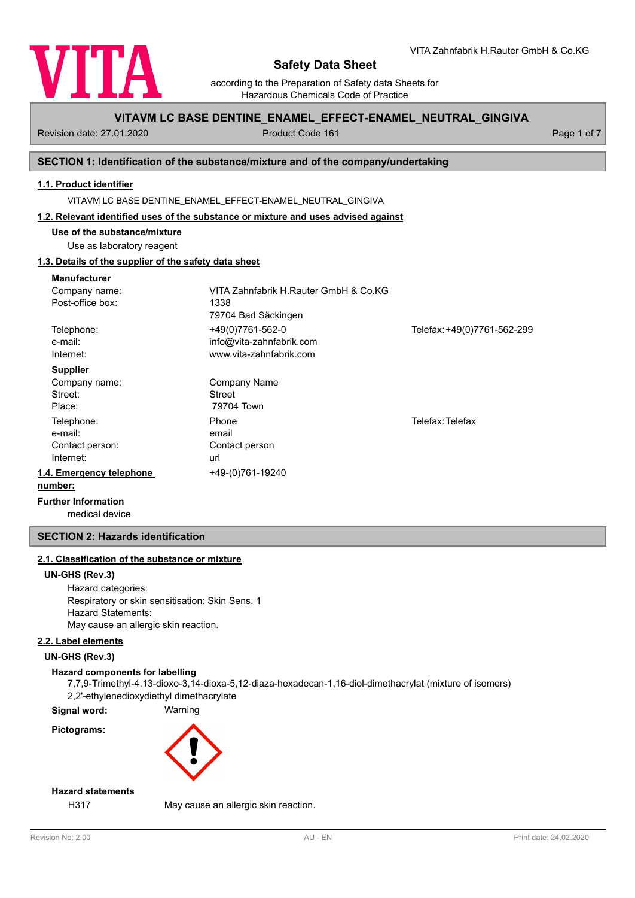# Safety Data Sheet

according to the Preparation of Safety data Sheets for Hazardous Chemicals Code of Practice

VITA Zahnfabrik H.Rauter GmbH & Co.KG

## VITAVM LC BASE DENTINE_ENAMEL_EFFECT-ENAMEL_NEUTRAL_GINGIVA

Revision date: 27.01.2020 | Product Code 161

## SECTION 1: Identification of the substance/mixture and of the company/undertaking

### 1.1. Product identifier

VITAVM LC BASE DENTINE_ENAMEL_EFFECT-ENAMEL_NEUTRAL_GINGIVA

### 1.2. Relevant identified uses of the substance or mixture and uses advised against

**Use of the substance/mixture**

Use as laboratory reagent

### 1.3. Details of the supplier of the safety data sheet

**Manufacturer**

| | | |
|---|---|---|
| Company name: | VITA Zahnfabrik H.Rauter GmbH & Co.KG | |
| Post-office box: | 1338 | |
| | 79704 Bad Säckingen | |
| Telephone: | +49(0)7761-562-0 | Telefax: +49(0)7761-562-299 |
| e-mail: | info@vita-zahnfabrik.com | |
| Internet: | www.vita-zahnfabrik.com | |

**Supplier**

| | | |
|---|---|---|
| Company name: | Company Name | |
| Street: | Street | |
| Place: | 79704 Town | |
| Telephone: | Phone | Telefax: Telefax |
| e-mail: | email | |
| Contact person: | Contact person | |
| Internet: | url | |

### 1.4. Emergency telephone number:

+49-(0)761-19240

**Further Information**

medical device

## SECTION 2: Hazards identification

### 2.1. Classification of the substance or mixture

**UN-GHS (Rev.3)**

Hazard categories:
Respiratory or skin sensitisation: Skin Sens. 1
Hazard Statements:
May cause an allergic skin reaction.

### 2.2. Label elements

**UN-GHS (Rev.3)**

**Hazard components for labelling**

7,7,9-Trimethyl-4,13-dioxo-3,14-dioxa-5,12-diaza-hexadecan-1,16-diol-dimethacrylat (mixture of isomers)
2,2'-ethylenedioxydiethyl dimethacrylate

**Signal word:** Warning

**Pictograms:**

**Hazard statements**

H317 May cause an allergic skin reaction.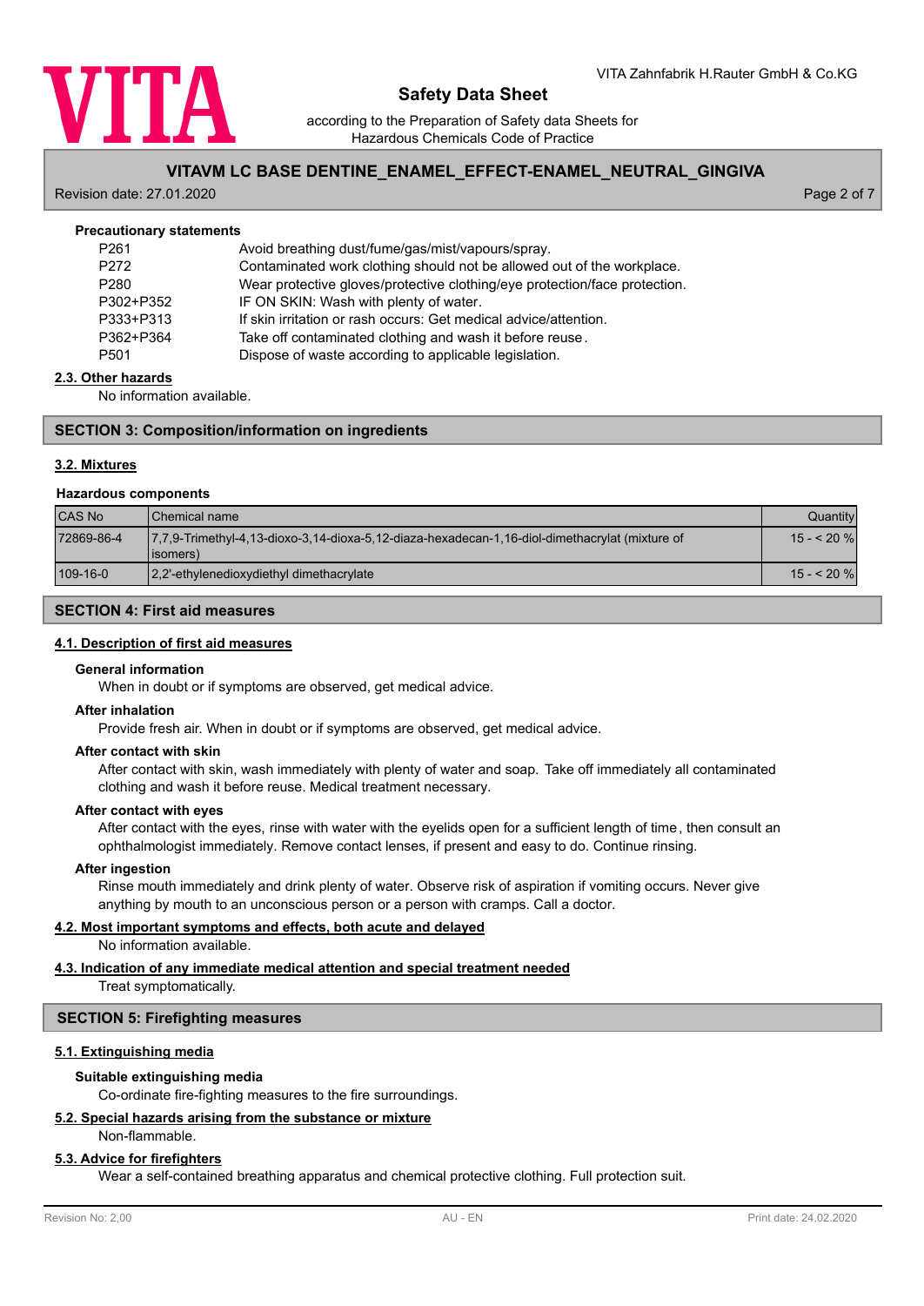#### Precautionary statements

| | |
|---|---|
| P261 | Avoid breathing dust/fume/gas/mist/vapours/spray. |
| P272 | Contaminated work clothing should not be allowed out of the workplace. |
| P280 | Wear protective gloves/protective clothing/eye protection/face protection. |
| P302+P352 | IF ON SKIN: Wash with plenty of water. |
| P333+P313 | If skin irritation or rash occurs: Get medical advice/attention. |
| P362+P364 | Take off contaminated clothing and wash it before reuse. |
| P501 | Dispose of waste according to applicable legislation. |

### 2.3. Other hazards

No information available.

## SECTION 3: Composition/information on ingredients

### 3.2. Mixtures

#### Hazardous components

| CAS No | Chemical name | Quantity |
|---|---|---|
| 72869-86-4 | 7,7,9-Trimethyl-4,13-dioxo-3,14-dioxa-5,12-diaza-hexadecan-1,16-diol-dimethacrylat (mixture of isomers) | 15 - < 20 % |
| 109-16-0 | 2,2'-ethylenedioxydiethyl dimethacrylate | 15 - < 20 % |

## SECTION 4: First aid measures

### 4.1. Description of first aid measures

#### General information

When in doubt or if symptoms are observed, get medical advice.

#### After inhalation

Provide fresh air. When in doubt or if symptoms are observed, get medical advice.

#### After contact with skin

After contact with skin, wash immediately with plenty of water and soap. Take off immediately all contaminated clothing and wash it before reuse. Medical treatment necessary.

#### After contact with eyes

After contact with the eyes, rinse with water with the eyelids open for a sufficient length of time, then consult an ophthalmologist immediately. Remove contact lenses, if present and easy to do. Continue rinsing.

#### After ingestion

Rinse mouth immediately and drink plenty of water. Observe risk of aspiration if vomiting occurs. Never give anything by mouth to an unconscious person or a person with cramps. Call a doctor.

### 4.2. Most important symptoms and effects, both acute and delayed

No information available.

### 4.3. Indication of any immediate medical attention and special treatment needed

Treat symptomatically.

## SECTION 5: Firefighting measures

### 5.1. Extinguishing media

#### Suitable extinguishing media

Co-ordinate fire-fighting measures to the fire surroundings.

### 5.2. Special hazards arising from the substance or mixture

Non-flammable.

### 5.3. Advice for firefighters

Wear a self-contained breathing apparatus and chemical protective clothing. Full protection suit.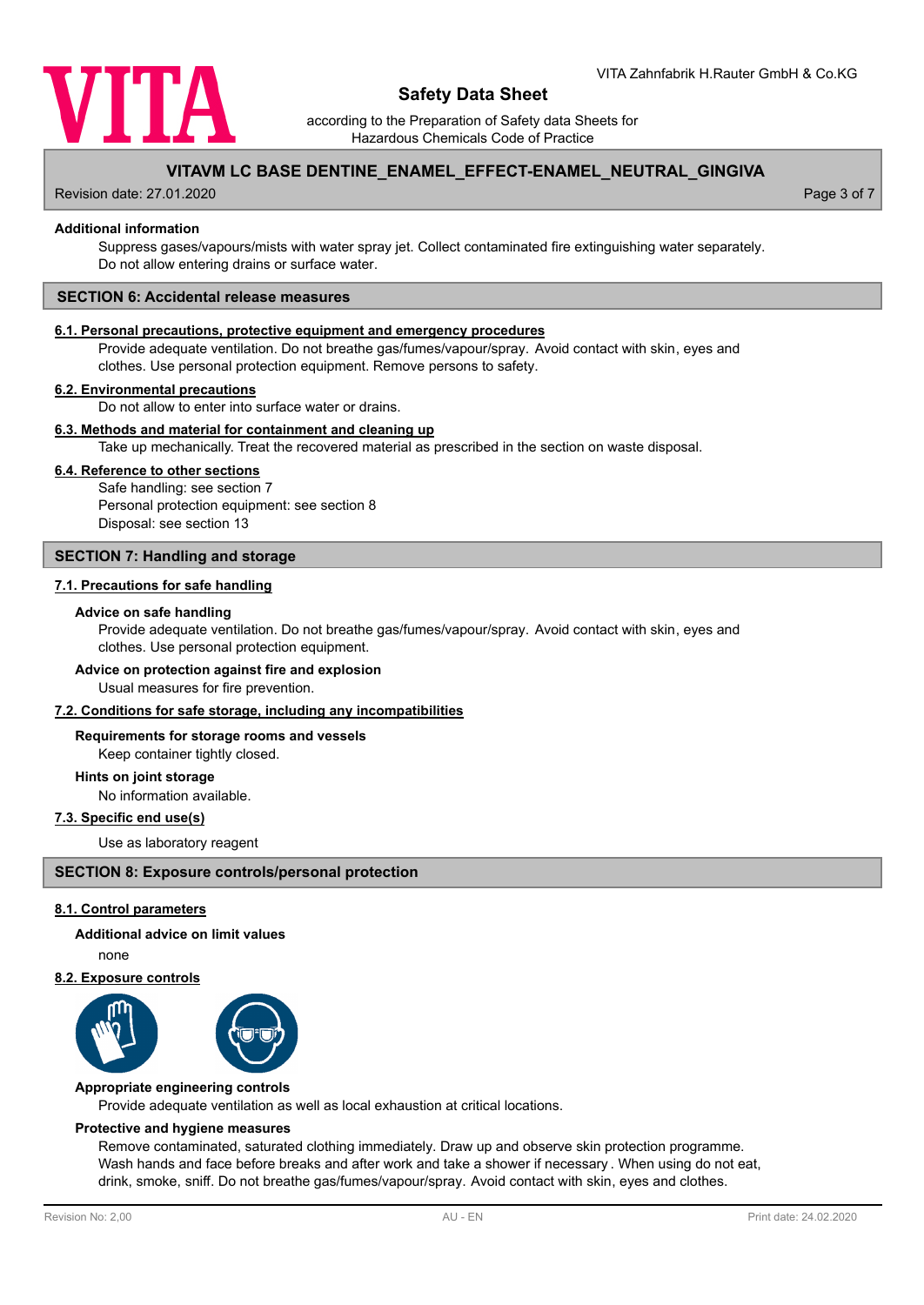### Additional information

Suppress gases/vapours/mists with water spray jet. Collect contaminated fire extinguishing water separately. Do not allow entering drains or surface water.

## SECTION 6: Accidental release measures

### 6.1. Personal precautions, protective equipment and emergency procedures

Provide adequate ventilation. Do not breathe gas/fumes/vapour/spray. Avoid contact with skin, eyes and clothes. Use personal protection equipment. Remove persons to safety.

### 6.2. Environmental precautions

Do not allow to enter into surface water or drains.

### 6.3. Methods and material for containment and cleaning up

Take up mechanically. Treat the recovered material as prescribed in the section on waste disposal.

### 6.4. Reference to other sections

Safe handling: see section 7
Personal protection equipment: see section 8
Disposal: see section 13

## SECTION 7: Handling and storage

### 7.1. Precautions for safe handling

**Advice on safe handling**

Provide adequate ventilation. Do not breathe gas/fumes/vapour/spray. Avoid contact with skin, eyes and clothes. Use personal protection equipment.

**Advice on protection against fire and explosion**

Usual measures for fire prevention.

### 7.2. Conditions for safe storage, including any incompatibilities

**Requirements for storage rooms and vessels**

Keep container tightly closed.

**Hints on joint storage**

No information available.

### 7.3. Specific end use(s)

Use as laboratory reagent

## SECTION 8: Exposure controls/personal protection

### 8.1. Control parameters

**Additional advice on limit values**

none

### 8.2. Exposure controls

**Appropriate engineering controls**

Provide adequate ventilation as well as local exhaustion at critical locations.

**Protective and hygiene measures**

Remove contaminated, saturated clothing immediately. Draw up and observe skin protection programme. Wash hands and face before breaks and after work and take a shower if necessary . When using do not eat, drink, smoke, sniff. Do not breathe gas/fumes/vapour/spray. Avoid contact with skin, eyes and clothes.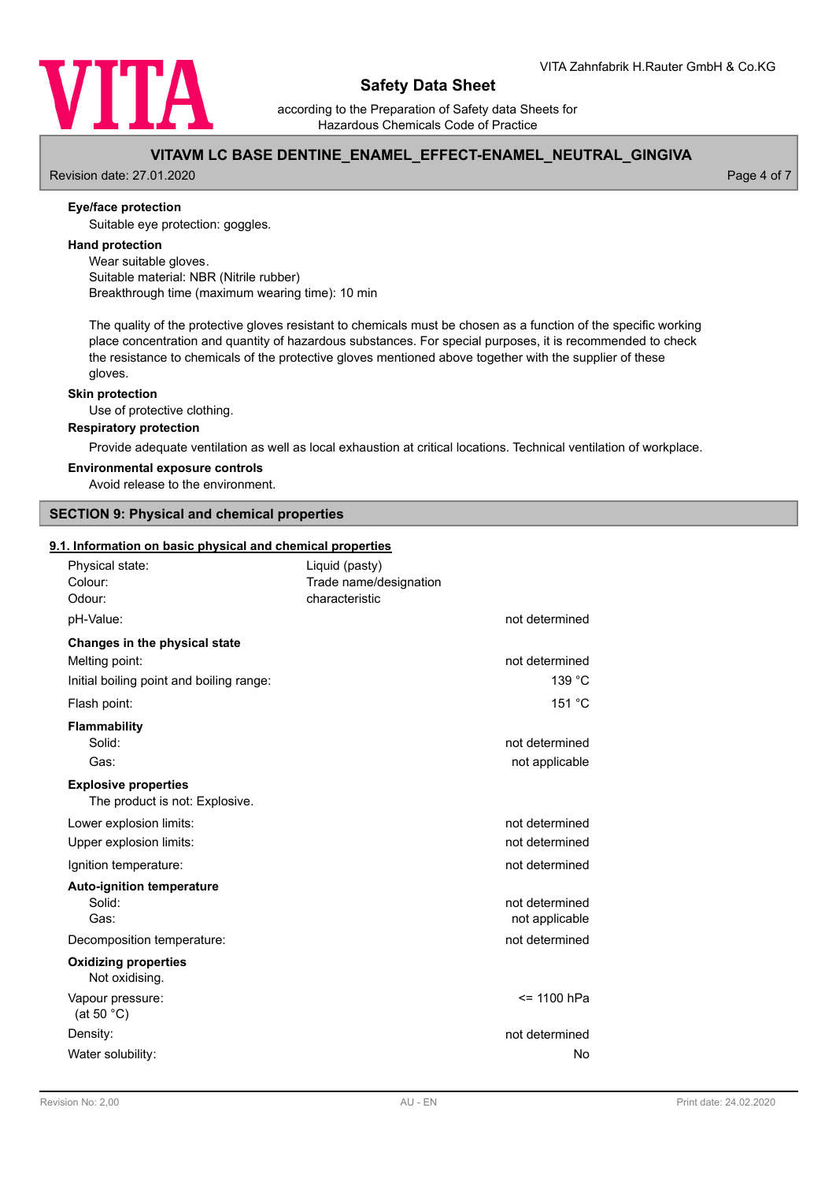**Eye/face protection**

Suitable eye protection: goggles.

**Hand protection**

Wear suitable gloves.
Suitable material: NBR (Nitrile rubber)
Breakthrough time (maximum wearing time): 10 min

The quality of the protective gloves resistant to chemicals must be chosen as a function of the specific working place concentration and quantity of hazardous substances. For special purposes, it is recommended to check the resistance to chemicals of the protective gloves mentioned above together with the supplier of these gloves.

**Skin protection**

Use of protective clothing.

**Respiratory protection**

Provide adequate ventilation as well as local exhaustion at critical locations. Technical ventilation of workplace.

**Environmental exposure controls**

Avoid release to the environment.

## SECTION 9: Physical and chemical properties

### 9.1. Information on basic physical and chemical properties

| | | |
|---|---|---|
| Physical state: | Liquid (pasty) | |
| Colour: | Trade name/designation | |
| Odour: | characteristic | |
| pH-Value: | | not determined |
| **Changes in the physical state** | | |
| Melting point: | | not determined |
| Initial boiling point and boiling range: | | 139 °C |
| Flash point: | | 151 °C |
| **Flammability** | | |
| Solid: | | not determined |
| Gas: | | not applicable |
| **Explosive properties** | | |
| The product is not: Explosive. | | |
| Lower explosion limits: | | not determined |
| Upper explosion limits: | | not determined |
| Ignition temperature: | | not determined |
| **Auto-ignition temperature** | | |
| Solid: | | not determined |
| Gas: | | not applicable |
| Decomposition temperature: | | not determined |
| **Oxidizing properties** | | |
| Not oxidising. | | |
| Vapour pressure: (at 50 °C) | | <= 1100 hPa |
| Density: | | not determined |
| Water solubility: | | No |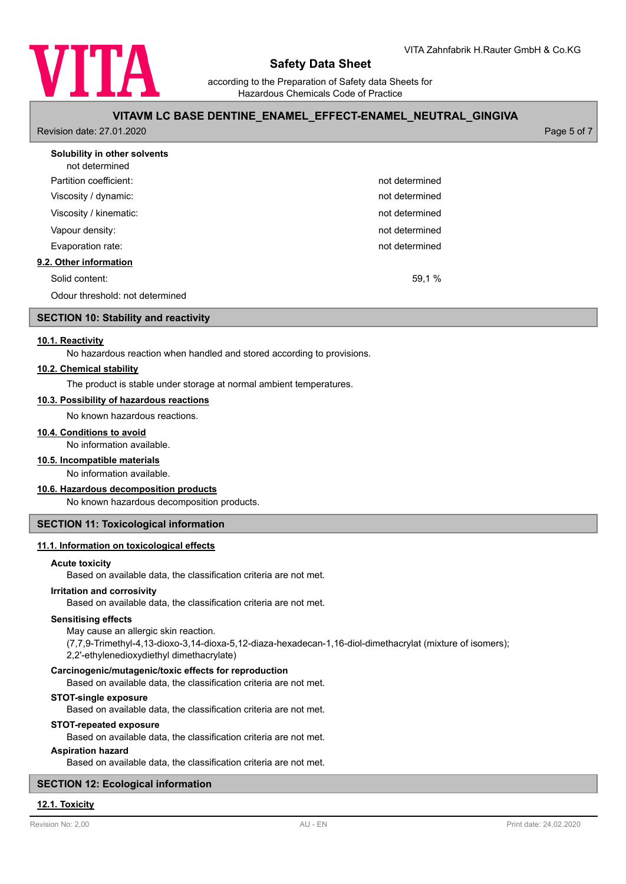**Solubility in other solvents**

not determined

| | |
|---|---|
| Partition coefficient: | not determined |
| Viscosity / dynamic: | not determined |
| Viscosity / kinematic: | not determined |
| Vapour density: | not determined |
| Evaporation rate: | not determined |

**9.2. Other information**

| | |
|---|---|
| Solid content: | 59,1 % |

Odour threshold: not determined

## SECTION 10: Stability and reactivity

**10.1. Reactivity**

No hazardous reaction when handled and stored according to provisions.

**10.2. Chemical stability**

The product is stable under storage at normal ambient temperatures.

**10.3. Possibility of hazardous reactions**

No known hazardous reactions.

**10.4. Conditions to avoid**

No information available.

**10.5. Incompatible materials**

No information available.

**10.6. Hazardous decomposition products**

No known hazardous decomposition products.

## SECTION 11: Toxicological information

**11.1. Information on toxicological effects**

**Acute toxicity**

Based on available data, the classification criteria are not met.

**Irritation and corrosivity**

Based on available data, the classification criteria are not met.

**Sensitising effects**

May cause an allergic skin reaction.
(7,7,9-Trimethyl-4,13-dioxo-3,14-dioxa-5,12-diaza-hexadecan-1,16-diol-dimethacrylat (mixture of isomers); 2,2'-ethylenedioxydiethyl dimethacrylate)

**Carcinogenic/mutagenic/toxic effects for reproduction**

Based on available data, the classification criteria are not met.

**STOT-single exposure**

Based on available data, the classification criteria are not met.

**STOT-repeated exposure**

Based on available data, the classification criteria are not met.

**Aspiration hazard**

Based on available data, the classification criteria are not met.

## SECTION 12: Ecological information

**12.1. Toxicity**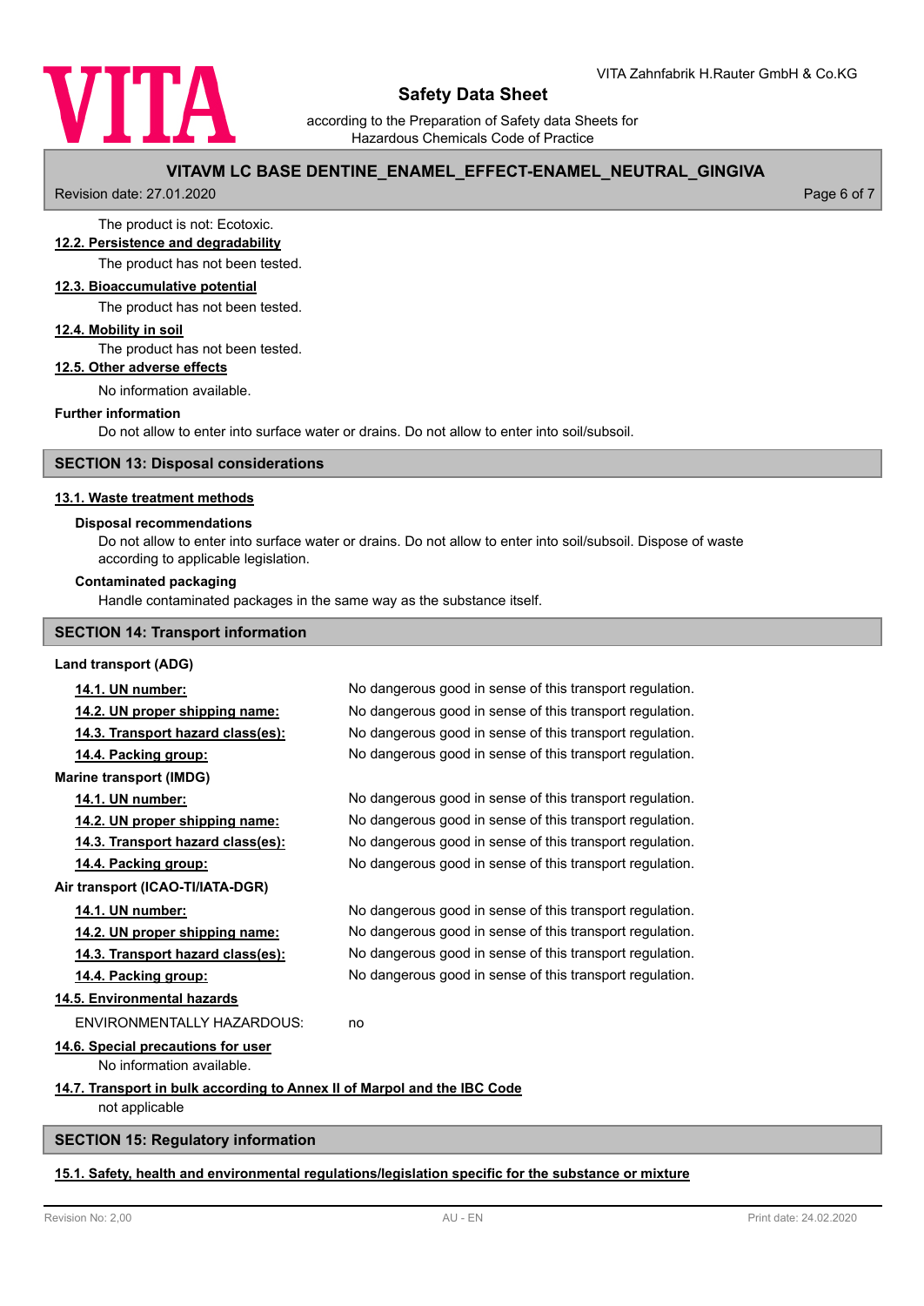The product is not: Ecotoxic.

### 12.2. Persistence and degradability

The product has not been tested.

### 12.3. Bioaccumulative potential

The product has not been tested.

### 12.4. Mobility in soil

The product has not been tested.

### 12.5. Other adverse effects

No information available.

**Further information**

Do not allow to enter into surface water or drains. Do not allow to enter into soil/subsoil.

## SECTION 13: Disposal considerations

### 13.1. Waste treatment methods

**Disposal recommendations**

Do not allow to enter into surface water or drains. Do not allow to enter into soil/subsoil. Dispose of waste according to applicable legislation.

**Contaminated packaging**

Handle contaminated packages in the same way as the substance itself.

## SECTION 14: Transport information

**Land transport (ADG)**

| | |
|---|---|
| **14.1. UN number:** | No dangerous good in sense of this transport regulation. |
| **14.2. UN proper shipping name:** | No dangerous good in sense of this transport regulation. |
| **14.3. Transport hazard class(es):** | No dangerous good in sense of this transport regulation. |
| **14.4. Packing group:** | No dangerous good in sense of this transport regulation. |

**Marine transport (IMDG)**

| | |
|---|---|
| **14.1. UN number:** | No dangerous good in sense of this transport regulation. |
| **14.2. UN proper shipping name:** | No dangerous good in sense of this transport regulation. |
| **14.3. Transport hazard class(es):** | No dangerous good in sense of this transport regulation. |
| **14.4. Packing group:** | No dangerous good in sense of this transport regulation. |

**Air transport (ICAO-TI/IATA-DGR)**

| | |
|---|---|
| **14.1. UN number:** | No dangerous good in sense of this transport regulation. |
| **14.2. UN proper shipping name:** | No dangerous good in sense of this transport regulation. |
| **14.3. Transport hazard class(es):** | No dangerous good in sense of this transport regulation. |
| **14.4. Packing group:** | No dangerous good in sense of this transport regulation. |

### 14.5. Environmental hazards

ENVIRONMENTALLY HAZARDOUS: no

### 14.6. Special precautions for user

No information available.

### 14.7. Transport in bulk according to Annex II of Marpol and the IBC Code

not applicable

## SECTION 15: Regulatory information

### 15.1. Safety, health and environmental regulations/legislation specific for the substance or mixture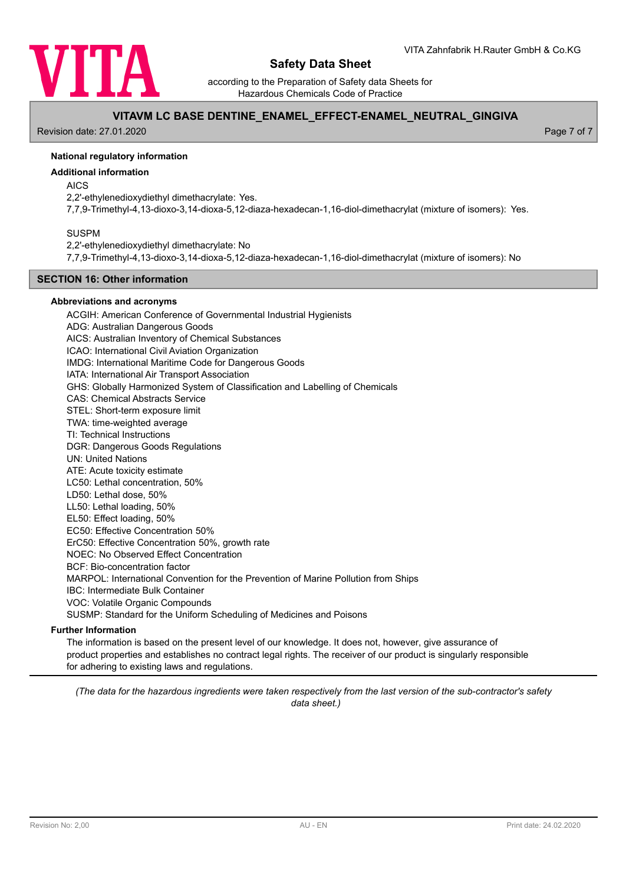### National regulatory information

#### Additional information

AICS
2,2'-ethylenedioxydiethyl dimethacrylate: Yes.
7,7,9-Trimethyl-4,13-dioxo-3,14-dioxa-5,12-diaza-hexadecan-1,16-diol-dimethacrylat (mixture of isomers): Yes.

SUSPM
2,2'-ethylenedioxydiethyl dimethacrylate: No
7,7,9-Trimethyl-4,13-dioxo-3,14-dioxa-5,12-diaza-hexadecan-1,16-diol-dimethacrylat (mixture of isomers): No

## SECTION 16: Other information

### Abbreviations and acronyms

ACGIH: American Conference of Governmental Industrial Hygienists
ADG: Australian Dangerous Goods
AICS: Australian Inventory of Chemical Substances
ICAO: International Civil Aviation Organization
IMDG: International Maritime Code for Dangerous Goods
IATA: International Air Transport Association
GHS: Globally Harmonized System of Classification and Labelling of Chemicals
CAS: Chemical Abstracts Service
STEL: Short-term exposure limit
TWA: time-weighted average
TI: Technical Instructions
DGR: Dangerous Goods Regulations
UN: United Nations
ATE: Acute toxicity estimate
LC50: Lethal concentration, 50%
LD50: Lethal dose, 50%
LL50: Lethal loading, 50%
EL50: Effect loading, 50%
EC50: Effective Concentration 50%
ErC50: Effective Concentration 50%, growth rate
NOEC: No Observed Effect Concentration
BCF: Bio-concentration factor
MARPOL: International Convention for the Prevention of Marine Pollution from Ships
IBC: Intermediate Bulk Container
VOC: Volatile Organic Compounds
SUSMP: Standard for the Uniform Scheduling of Medicines and Poisons

### Further Information

The information is based on the present level of our knowledge. It does not, however, give assurance of product properties and establishes no contract legal rights. The receiver of our product is singularly responsible for adhering to existing laws and regulations.

---

*(The data for the hazardous ingredients were taken respectively from the last version of the sub-contractor's safety data sheet.)*